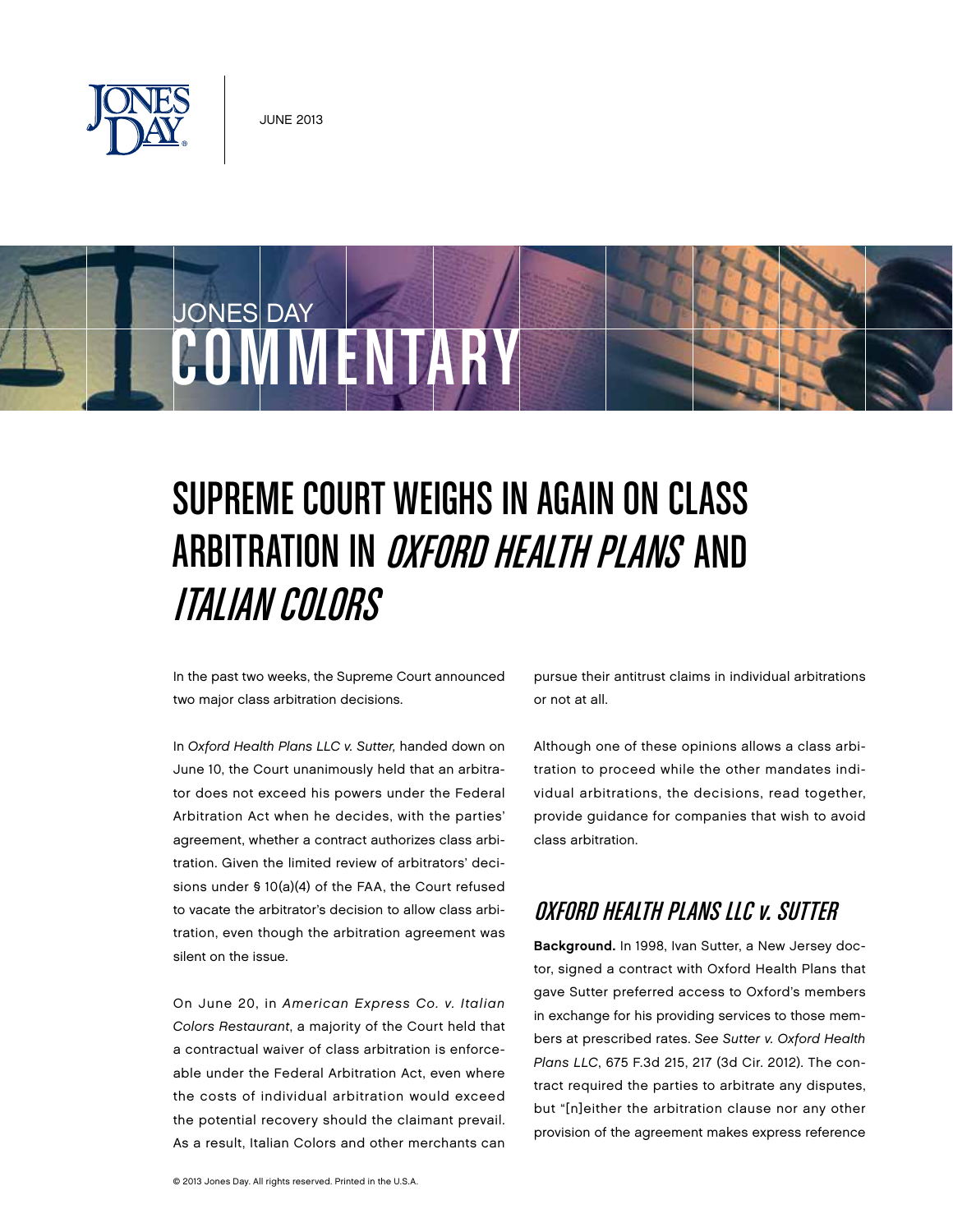JUNE 2013

# SUPREME COURT WEIGHS IN AGAIN ON CLASS ARBITRATION IN *OXFORD HEALTH PLANS* AND *ITALIAN COLORS*

In the past two weeks, the Supreme Court announced two major class arbitration decisions.

In *Oxford Health Plans LLC v. Sutter,* handed down on June 10, the Court unanimously held that an arbitrator does not exceed his powers under the Federal Arbitration Act when he decides, with the parties' agreement, whether a contract authorizes class arbitration. Given the limited review of arbitrators' decisions under § 10(a)(4) of the FAA, the Court refused to vacate the arbitrator's decision to allow class arbitration, even though the arbitration agreement was silent on the issue.

On June 20, in *American Express Co. v. Italian Colors Restaurant*, a majority of the Court held that a contractual waiver of class arbitration is enforceable under the Federal Arbitration Act, even where the costs of individual arbitration would exceed the potential recovery should the claimant prevail. As a result, Italian Colors and other merchants can pursue their antitrust claims in individual arbitrations or not at all.

Although one of these opinions allows a class arbitration to proceed while the other mandates individual arbitrations, the decisions, read together, provide guidance for companies that wish to avoid class arbitration.

## *OXFORD HEALTH PLANS LLC v. SUTTER*

**Background.** In 1998, Ivan Sutter, a New Jersey doctor, signed a contract with Oxford Health Plans that gave Sutter preferred access to Oxford's members in exchange for his providing services to those members at prescribed rates. *See Sutter v. Oxford Health Plans LLC*, 675 F.3d 215, 217 (3d Cir. 2012). The contract required the parties to arbitrate any disputes, but "[n]either the arbitration clause nor any other provision of the agreement makes express reference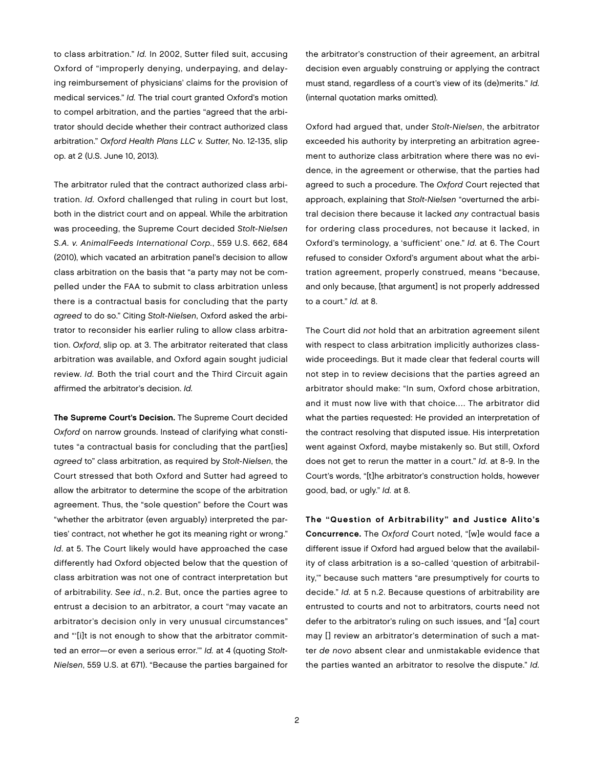to class arbitration." *Id.* In 2002, Sutter filed suit, accusing Oxford of "improperly denying, underpaying, and delaying reimbursement of physicians' claims for the provision of medical services." *Id.* The trial court granted Oxford's motion to compel arbitration, and the parties "agreed that the arbitrator should decide whether their contract authorized class arbitration." *Oxford Health Plans LLC v. Sutter*, No. 12-135, slip op. at 2 (U.S. June 10, 2013).

The arbitrator ruled that the contract authorized class arbitration. *Id.* Oxford challenged that ruling in court but lost, both in the district court and on appeal. While the arbitration was proceeding, the Supreme Court decided *Stolt-Nielsen S.A. v. AnimalFeeds International Corp.*, 559 U.S. 662, 684 (2010), which vacated an arbitration panel's decision to allow class arbitration on the basis that "a party may not be compelled under the FAA to submit to class arbitration unless there is a contractual basis for concluding that the party *agreed* to do so." Citing *Stolt-Nielsen*, Oxford asked the arbitrator to reconsider his earlier ruling to allow class arbitration. *Oxford*, slip op. at 3. The arbitrator reiterated that class arbitration was available, and Oxford again sought judicial review. *Id.* Both the trial court and the Third Circuit again affirmed the arbitrator's decision. *Id.*

**The Supreme Court's Decision.** The Supreme Court decided *Oxford* on narrow grounds. Instead of clarifying what constitutes "a contractual basis for concluding that the part[ies] *agreed* to" class arbitration, as required by *Stolt-Nielsen*, the Court stressed that both Oxford and Sutter had agreed to allow the arbitrator to determine the scope of the arbitration agreement. Thus, the "sole question" before the Court was "whether the arbitrator (even arguably) interpreted the parties' contract, not whether he got its meaning right or wrong." *Id*. at 5. The Court likely would have approached the case differently had Oxford objected below that the question of class arbitration was not one of contract interpretation but of arbitrability. *See id.*, n.2. But, once the parties agree to entrust a decision to an arbitrator, a court "may vacate an arbitrator's decision only in very unusual circumstances" and "'[i]t is not enough to show that the arbitrator committed an error—or even a serious error.'" *Id.* at 4 (quoting *Stolt-Nielsen*, 559 U.S. at 671). "Because the parties bargained for the arbitrator's construction of their agreement, an arbitral decision even arguably construing or applying the contract must stand, regardless of a court's view of its (de)merits." *Id.* (internal quotation marks omitted).

Oxford had argued that, under *Stolt-Nielsen*, the arbitrator exceeded his authority by interpreting an arbitration agreement to authorize class arbitration where there was no evidence, in the agreement or otherwise, that the parties had agreed to such a procedure. The *Oxford* Court rejected that approach, explaining that *Stolt-Nielsen* "overturned the arbitral decision there because it lacked *any* contractual basis for ordering class procedures, not because it lacked, in Oxford's terminology, a 'sufficient' one." *Id.* at 6. The Court refused to consider Oxford's argument about what the arbitration agreement, properly construed, means "because, and only because, [that argument] is not properly addressed to a court." *Id.* at 8.

The Court did *not* hold that an arbitration agreement silent with respect to class arbitration implicitly authorizes class-wide proceedings. But it made clear that federal courts will not step in to review decisions that the parties agreed an arbitrator should make: "In sum, Oxford chose arbitration, and it must now live with that choice.... The arbitrator did what the parties requested: He provided an interpretation of the contract resolving that disputed issue. His interpretation went against Oxford, maybe mistakenly so. But still, Oxford does not get to rerun the matter in a court." *Id.* at 8-9. In the Court's words, "[t]he arbitrator's construction holds, however good, bad, or ugly." *Id.* at 8.

**The "Question of Arbitrability" and Justice Alito's Concurrence.** The *Oxford* Court noted, "[w]e would face a different issue if Oxford had argued below that the availability of class arbitration is a so-called 'question of arbitrability,'" because such matters "are presumptively for courts to decide." *Id.* at 5 n.2. Because questions of arbitrability are entrusted to courts and not to arbitrators, courts need not defer to the arbitrator's ruling on such issues, and "[a] court may [] review an arbitrator's determination of such a matter *de novo* absent clear and unmistakable evidence that the parties wanted an arbitrator to resolve the dispute." *Id.*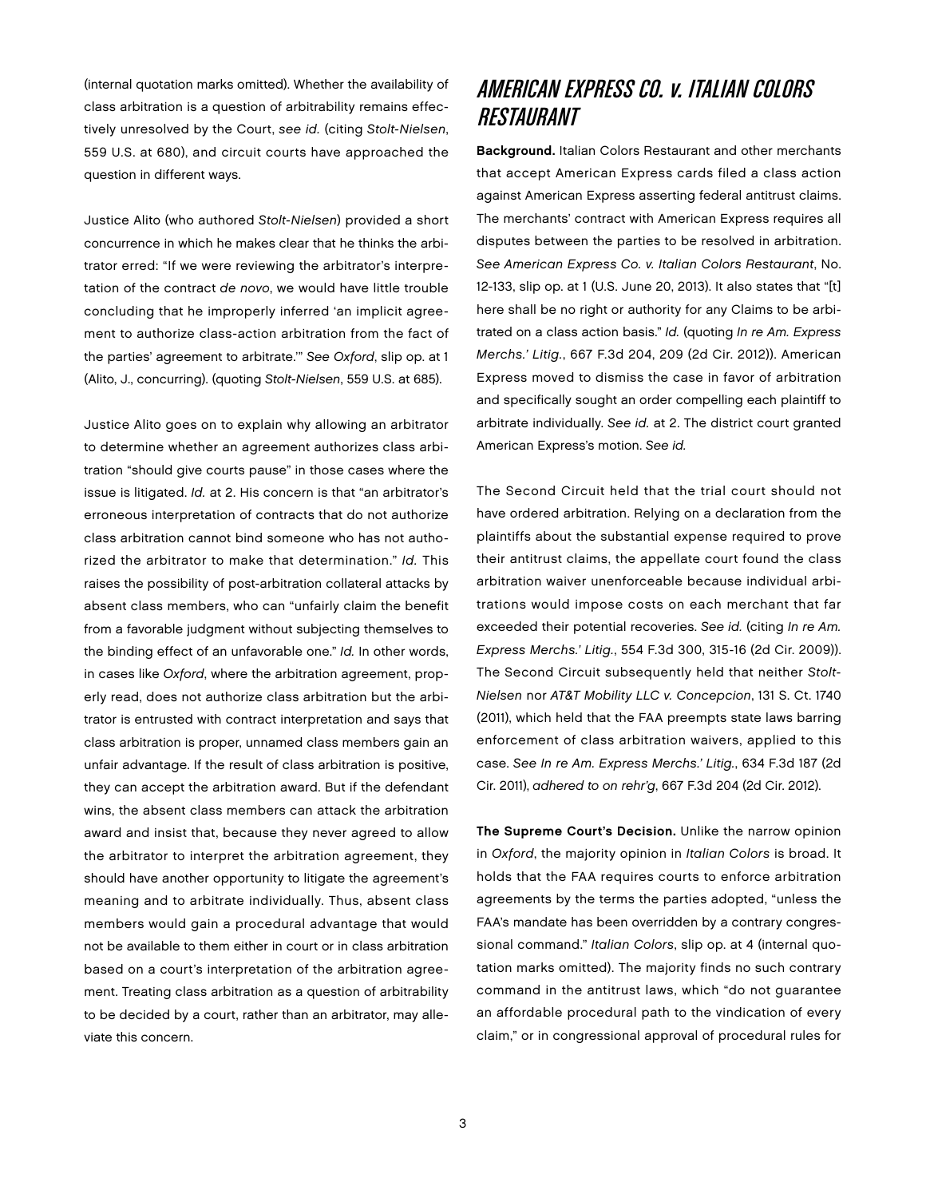(internal quotation marks omitted). Whether the availability of class arbitration is a question of arbitrability remains effectively unresolved by the Court, *see id.* (citing *Stolt-Nielsen*, 559 U.S. at 680), and circuit courts have approached the question in different ways.

Justice Alito (who authored *Stolt-Nielsen*) provided a short concurrence in which he makes clear that he thinks the arbitrator erred: "If we were reviewing the arbitrator's interpretation of the contract *de novo*, we would have little trouble concluding that he improperly inferred 'an implicit agreement to authorize class-action arbitration from the fact of the parties' agreement to arbitrate.'" *See Oxford*, slip op. at 1 (Alito, J., concurring). (quoting *Stolt-Nielsen*, 559 U.S. at 685).

Justice Alito goes on to explain why allowing an arbitrator to determine whether an agreement authorizes class arbitration "should give courts pause" in those cases where the issue is litigated. *Id.* at 2. His concern is that "an arbitrator's erroneous interpretation of contracts that do not authorize class arbitration cannot bind someone who has not authorized the arbitrator to make that determination." *Id.* This raises the possibility of post-arbitration collateral attacks by absent class members, who can "unfairly claim the benefit from a favorable judgment without subjecting themselves to the binding effect of an unfavorable one." *Id.* In other words, in cases like *Oxford*, where the arbitration agreement, properly read, does not authorize class arbitration but the arbitrator is entrusted with contract interpretation and says that class arbitration is proper, unnamed class members gain an unfair advantage. If the result of class arbitration is positive, they can accept the arbitration award. But if the defendant wins, the absent class members can attack the arbitration award and insist that, because they never agreed to allow the arbitrator to interpret the arbitration agreement, they should have another opportunity to litigate the agreement's meaning and to arbitrate individually. Thus, absent class members would gain a procedural advantage that would not be available to them either in court or in class arbitration based on a court's interpretation of the arbitration agreement. Treating class arbitration as a question of arbitrability to be decided by a court, rather than an arbitrator, may alleviate this concern.

## *AMERICAN EXPRESS CO. v. ITALIAN COLORS RESTAURANT*

**Background.** Italian Colors Restaurant and other merchants that accept American Express cards filed a class action against American Express asserting federal antitrust claims. The merchants' contract with American Express requires all disputes between the parties to be resolved in arbitration. *See American Express Co. v. Italian Colors Restaurant*, No. 12-133, slip op. at 1 (U.S. June 20, 2013). It also states that "[t]here shall be no right or authority for any Claims to be arbitrated on a class action basis." *Id.* (quoting *In re Am. Express Merchs.' Litig.*, 667 F.3d 204, 209 (2d Cir. 2012)). American Express moved to dismiss the case in favor of arbitration and specifically sought an order compelling each plaintiff to arbitrate individually. *See id.* at 2. The district court granted American Express's motion. *See id.*

The Second Circuit held that the trial court should not have ordered arbitration. Relying on a declaration from the plaintiffs about the substantial expense required to prove their antitrust claims, the appellate court found the class arbitration waiver unenforceable because individual arbitrations would impose costs on each merchant that far exceeded their potential recoveries. *See id.* (citing *In re Am. Express Merchs.' Litig.*, 554 F.3d 300, 315-16 (2d Cir. 2009)). The Second Circuit subsequently held that neither *Stolt-Nielsen* nor *AT&T Mobility LLC v. Concepcion*, 131 S. Ct. 1740 (2011), which held that the FAA preempts state laws barring enforcement of class arbitration waivers, applied to this case. *See In re Am. Express Merchs.' Litig.*, 634 F.3d 187 (2d Cir. 2011), *adhered to on reh'g*, 667 F.3d 204 (2d Cir. 2012).

**The Supreme Court's Decision.** Unlike the narrow opinion in *Oxford*, the majority opinion in *Italian Colors* is broad. It holds that the FAA requires courts to enforce arbitration agreements by the terms the parties adopted, "unless the FAA's mandate has been overridden by a contrary congressional command." *Italian Colors*, slip op. at 4 (internal quotation marks omitted). The majority finds no such contrary command in the antitrust laws, which "do not guarantee an affordable procedural path to the vindication of every claim," or in congressional approval of procedural rules for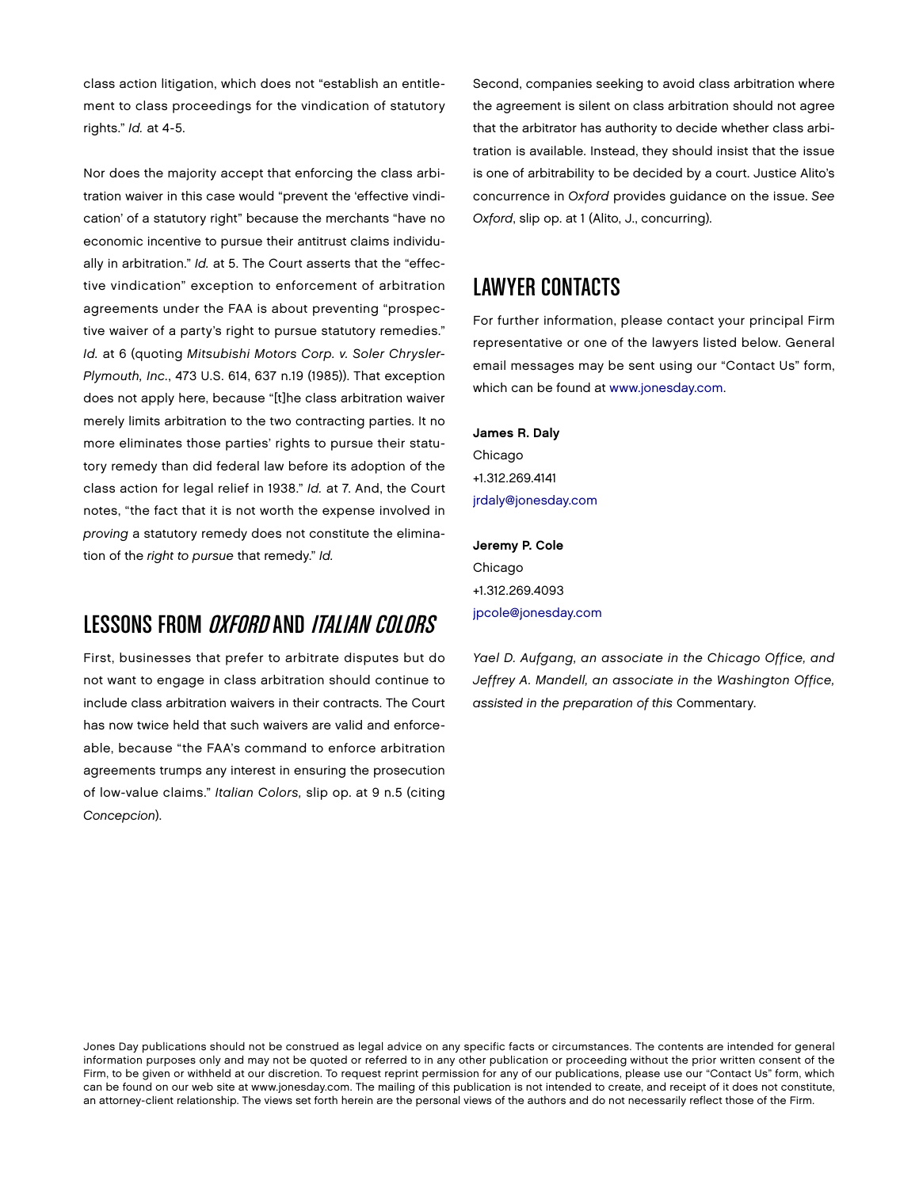class action litigation, which does not "establish an entitlement to class proceedings for the vindication of statutory rights." *Id.* at 4-5.

Nor does the majority accept that enforcing the class arbitration waiver in this case would "prevent the 'effective vindication' of a statutory right" because the merchants "have no economic incentive to pursue their antitrust claims individually in arbitration." *Id.* at 5. The Court asserts that the "effective vindication" exception to enforcement of arbitration agreements under the FAA is about preventing "prospective waiver of a party's right to pursue statutory remedies." *Id.* at 6 (quoting *Mitsubishi Motors Corp. v. Soler Chrysler-Plymouth, Inc.*, 473 U.S. 614, 637 n.19 (1985)). That exception does not apply here, because "[t]he class arbitration waiver merely limits arbitration to the two contracting parties. It no more eliminates those parties' rights to pursue their statutory remedy than did federal law before its adoption of the class action for legal relief in 1938." *Id.* at 7. And, the Court notes, "the fact that it is not worth the expense involved in *proving* a statutory remedy does not constitute the elimination of the *right to pursue* that remedy." *Id.*

## LESSONS FROM *OXFORD* AND *ITALIAN COLORS*

First, businesses that prefer to arbitrate disputes but do not want to engage in class arbitration should continue to include class arbitration waivers in their contracts. The Court has now twice held that such waivers are valid and enforceable, because "the FAA's command to enforce arbitration agreements trumps any interest in ensuring the prosecution of low-value claims." *Italian Colors*, slip op. at 9 n.5 (citing *Concepcion*).

Second, companies seeking to avoid class arbitration where the agreement is silent on class arbitration should not agree that the arbitrator has authority to decide whether class arbitration is available. Instead, they should insist that the issue is one of arbitrability to be decided by a court. Justice Alito's concurrence in *Oxford* provides guidance on the issue. *See Oxford*, slip op. at 1 (Alito, J., concurring).

## LAWYER CONTACTS

For further information, please contact your principal Firm representative or one of the lawyers listed below. General email messages may be sent using our "Contact Us" form, which can be found at www.jonesday.com.

**James R. Daly**
Chicago
+1.312.269.4141
jrdaly@jonesday.com

**Jeremy P. Cole**
Chicago
+1.312.269.4093
jpcole@jonesday.com

*Yael D. Aufgang, an associate in the Chicago Office, and Jeffrey A. Mandell, an associate in the Washington Office, assisted in the preparation of this* Commentary.

Jones Day publications should not be construed as legal advice on any specific facts or circumstances. The contents are intended for general information purposes only and may not be quoted or referred to in any other publication or proceeding without the prior written consent of the Firm, to be given or withheld at our discretion. To request reprint permission for any of our publications, please use our "Contact Us" form, which can be found on our web site at www.jonesday.com. The mailing of this publication is not intended to create, and receipt of it does not constitute, an attorney-client relationship. The views set forth herein are the personal views of the authors and do not necessarily reflect those of the Firm.